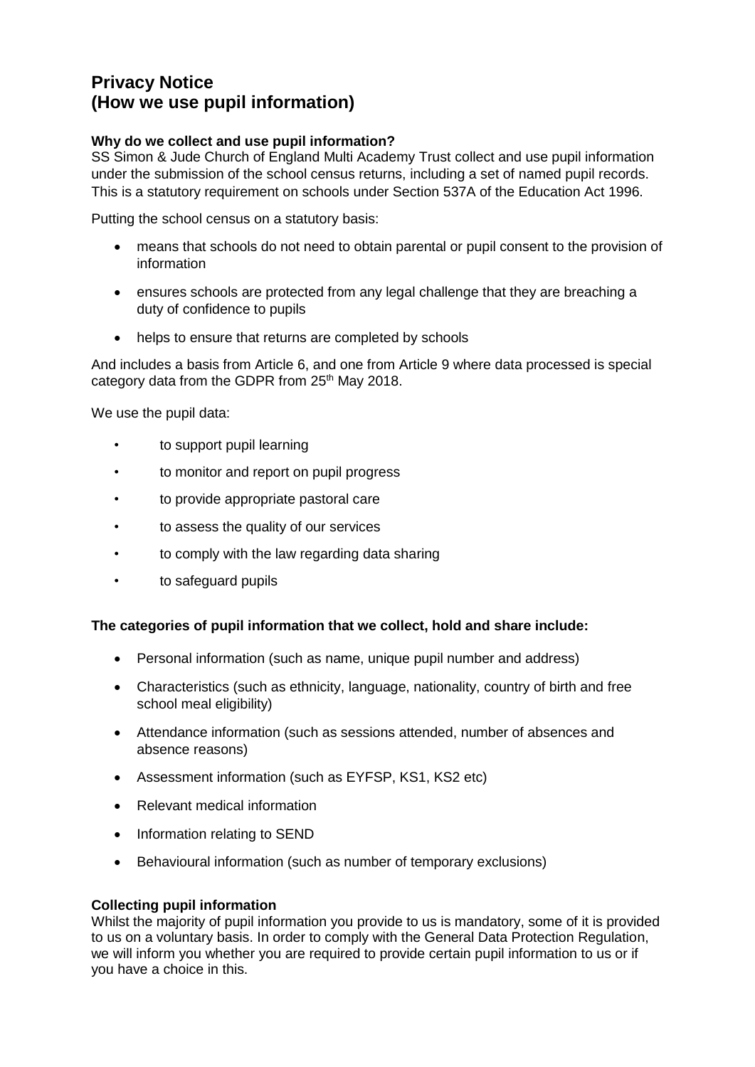# Privacy Notice
# (How we use pupil information)

**Why do we collect and use pupil information?**

SS Simon & Jude Church of England Multi Academy Trust collect and use pupil information under the submission of the school census returns, including a set of named pupil records. This is a statutory requirement on schools under Section 537A of the Education Act 1996.

Putting the school census on a statutory basis:

- means that schools do not need to obtain parental or pupil consent to the provision of information
- ensures schools are protected from any legal challenge that they are breaching a duty of confidence to pupils
- helps to ensure that returns are completed by schools

And includes a basis from Article 6, and one from Article 9 where data processed is special category data from the GDPR from 25th May 2018.

We use the pupil data:

- to support pupil learning
- to monitor and report on pupil progress
- to provide appropriate pastoral care
- to assess the quality of our services
- to comply with the law regarding data sharing
- to safeguard pupils

**The categories of pupil information that we collect, hold and share include:**

- Personal information (such as name, unique pupil number and address)
- Characteristics (such as ethnicity, language, nationality, country of birth and free school meal eligibility)
- Attendance information (such as sessions attended, number of absences and absence reasons)
- Assessment information (such as EYFSP, KS1, KS2 etc)
- Relevant medical information
- Information relating to SEND
- Behavioural information (such as number of temporary exclusions)

**Collecting pupil information**

Whilst the majority of pupil information you provide to us is mandatory, some of it is provided to us on a voluntary basis. In order to comply with the General Data Protection Regulation, we will inform you whether you are required to provide certain pupil information to us or if you have a choice in this.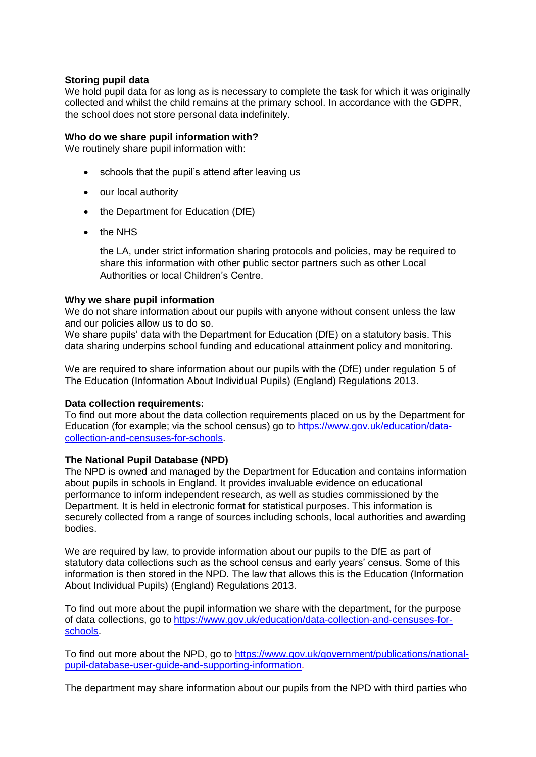**Storing pupil data**

We hold pupil data for as long as is necessary to complete the task for which it was originally collected and whilst the child remains at the primary school. In accordance with the GDPR, the school does not store personal data indefinitely.

**Who do we share pupil information with?**

We routinely share pupil information with:

- schools that the pupil's attend after leaving us
- our local authority
- the Department for Education (DfE)
- the NHS

  the LA, under strict information sharing protocols and policies, may be required to share this information with other public sector partners such as other Local Authorities or local Children's Centre.

**Why we share pupil information**

We do not share information about our pupils with anyone without consent unless the law and our policies allow us to do so.
We share pupils' data with the Department for Education (DfE) on a statutory basis. This data sharing underpins school funding and educational attainment policy and monitoring.

We are required to share information about our pupils with the (DfE) under regulation 5 of The Education (Information About Individual Pupils) (England) Regulations 2013.

**Data collection requirements:**

To find out more about the data collection requirements placed on us by the Department for Education (for example; via the school census) go to [https://www.gov.uk/education/data-collection-and-censuses-for-schools](https://www.gov.uk/education/data-collection-and-censuses-for-schools).

**The National Pupil Database (NPD)**

The NPD is owned and managed by the Department for Education and contains information about pupils in schools in England. It provides invaluable evidence on educational performance to inform independent research, as well as studies commissioned by the Department. It is held in electronic format for statistical purposes. This information is securely collected from a range of sources including schools, local authorities and awarding bodies.

We are required by law, to provide information about our pupils to the DfE as part of statutory data collections such as the school census and early years' census. Some of this information is then stored in the NPD. The law that allows this is the Education (Information About Individual Pupils) (England) Regulations 2013.

To find out more about the pupil information we share with the department, for the purpose of data collections, go to [https://www.gov.uk/education/data-collection-and-censuses-for-schools](https://www.gov.uk/education/data-collection-and-censuses-for-schools).

To find out more about the NPD, go to [https://www.gov.uk/government/publications/national-pupil-database-user-guide-and-supporting-information](https://www.gov.uk/government/publications/national-pupil-database-user-guide-and-supporting-information).

The department may share information about our pupils from the NPD with third parties who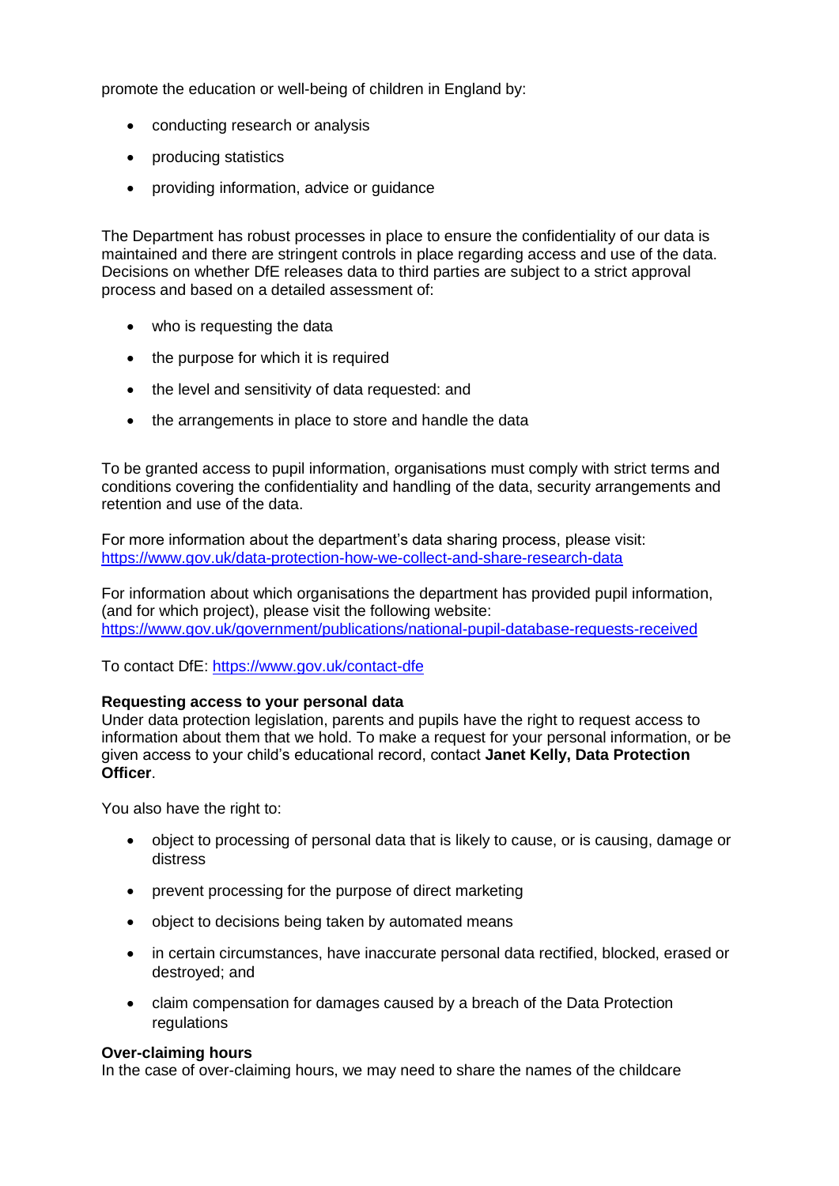promote the education or well-being of children in England by:

- conducting research or analysis
- producing statistics
- providing information, advice or guidance

The Department has robust processes in place to ensure the confidentiality of our data is maintained and there are stringent controls in place regarding access and use of the data. Decisions on whether DfE releases data to third parties are subject to a strict approval process and based on a detailed assessment of:

- who is requesting the data
- the purpose for which it is required
- the level and sensitivity of data requested: and
- the arrangements in place to store and handle the data

To be granted access to pupil information, organisations must comply with strict terms and conditions covering the confidentiality and handling of the data, security arrangements and retention and use of the data.

For more information about the department's data sharing process, please visit: https://www.gov.uk/data-protection-how-we-collect-and-share-research-data

For information about which organisations the department has provided pupil information, (and for which project), please visit the following website: https://www.gov.uk/government/publications/national-pupil-database-requests-received

To contact DfE: https://www.gov.uk/contact-dfe

**Requesting access to your personal data**

Under data protection legislation, parents and pupils have the right to request access to information about them that we hold. To make a request for your personal information, or be given access to your child's educational record, contact **Janet Kelly, Data Protection Officer**.

You also have the right to:

- object to processing of personal data that is likely to cause, or is causing, damage or distress
- prevent processing for the purpose of direct marketing
- object to decisions being taken by automated means
- in certain circumstances, have inaccurate personal data rectified, blocked, erased or destroyed; and
- claim compensation for damages caused by a breach of the Data Protection regulations

**Over-claiming hours**

In the case of over-claiming hours, we may need to share the names of the childcare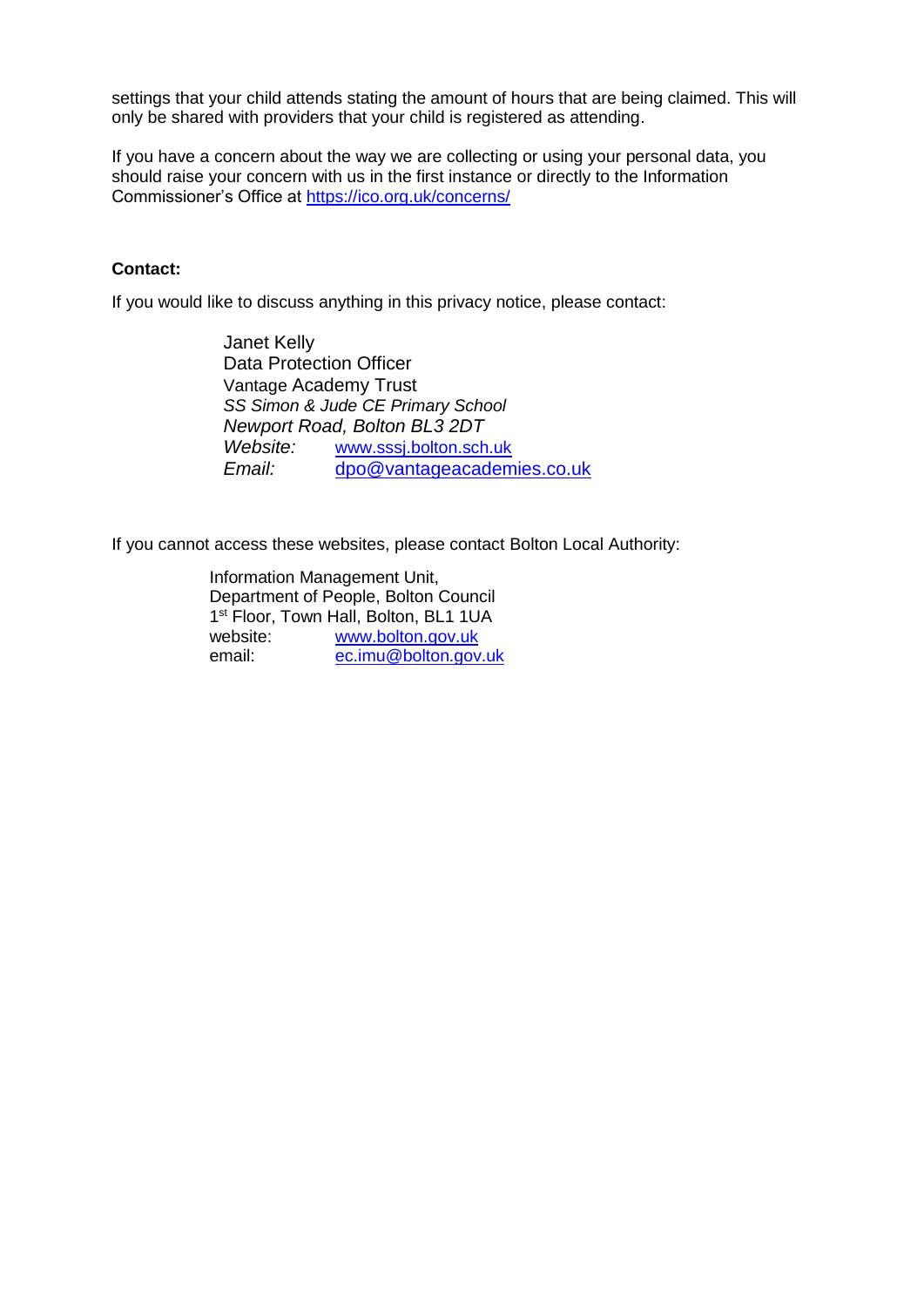settings that your child attends stating the amount of hours that are being claimed. This will only be shared with providers that your child is registered as attending.

If you have a concern about the way we are collecting or using your personal data, you should raise your concern with us in the first instance or directly to the Information Commissioner's Office at https://ico.org.uk/concerns/

**Contact:**

If you would like to discuss anything in this privacy notice, please contact:

Janet Kelly
Data Protection Officer
Vantage Academy Trust
*SS Simon & Jude CE Primary School*
*Newport Road, Bolton BL3 2DT*
*Website:* www.sssj.bolton.sch.uk
*Email:* dpo@vantageacademies.co.uk

If you cannot access these websites, please contact Bolton Local Authority:

Information Management Unit,
Department of People, Bolton Council
1st Floor, Town Hall, Bolton, BL1 1UA
website: www.bolton.gov.uk
email: ec.imu@bolton.gov.uk